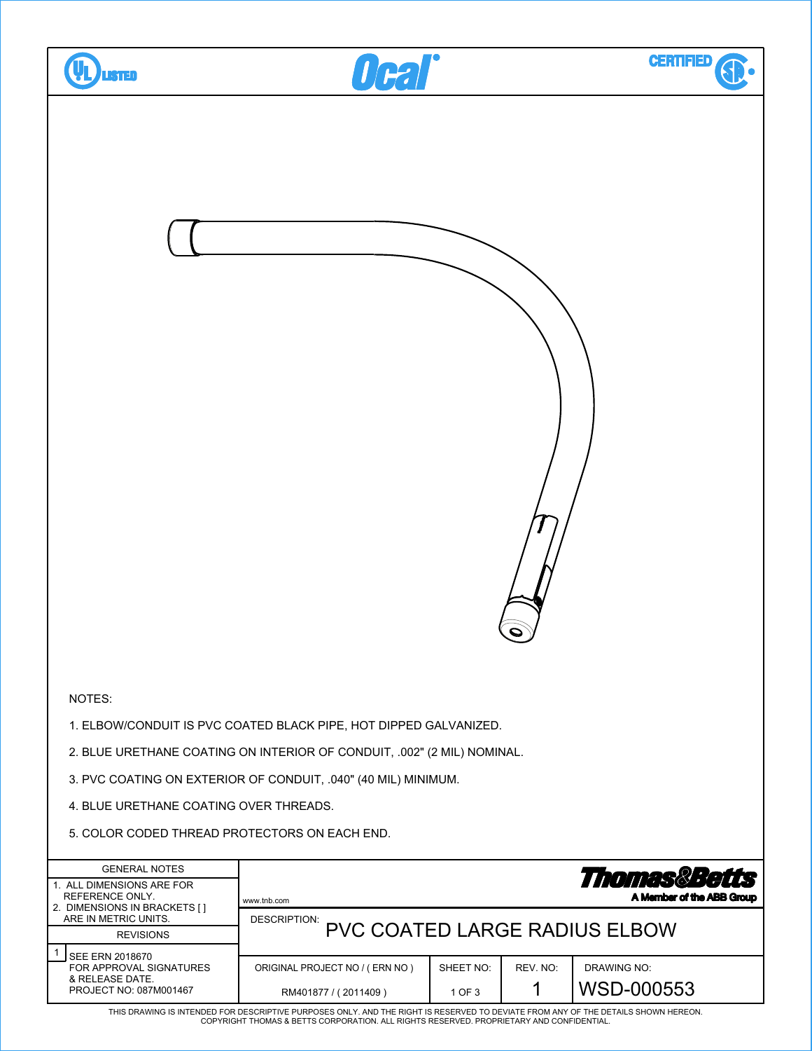UL LISTED | Ocal | CERTIFIED SP

NOTES:

1. ELBOW/CONDUIT IS PVC COATED BLACK PIPE, HOT DIPPED GALVANIZED.
2. BLUE URETHANE COATING ON INTERIOR OF CONDUIT, .002" (2 MIL) NOMINAL.
3. PVC COATING ON EXTERIOR OF CONDUIT, .040" (40 MIL) MINIMUM.
4. BLUE URETHANE COATING OVER THREADS.
5. COLOR CODED THREAD PROTECTORS ON EACH END.

| GENERAL NOTES | | | | |
|---|---|---|---|---|
| 1. ALL DIMENSIONS ARE FOR REFERENCE ONLY. 2. DIMENSIONS IN BRACKETS [ ] ARE IN METRIC UNITS. | www.tnb.com — Thomas&Betts, A Member of the ABB Group | | | |
| REVISIONS | DESCRIPTION: PVC COATED LARGE RADIUS ELBOW | | | |
| 1 SEE ERN 2018670 FOR APPROVAL SIGNATURES & RELEASE DATE. PROJECT NO: 087M001467 | ORIGINAL PROJECT NO / ( ERN NO ): RM401877 / ( 2011409 ) | SHEET NO: 1 OF 3 | REV. NO: 1 | DRAWING NO: WSD-000553 |

THIS DRAWING IS INTENDED FOR DESCRIPTIVE PURPOSES ONLY. AND THE RIGHT IS RESERVED TO DEVIATE FROM ANY OF THE DETAILS SHOWN HEREON.
COPYRIGHT THOMAS & BETTS CORPORATION. ALL RIGHTS RESERVED. PROPRIETARY AND CONFIDENTIAL.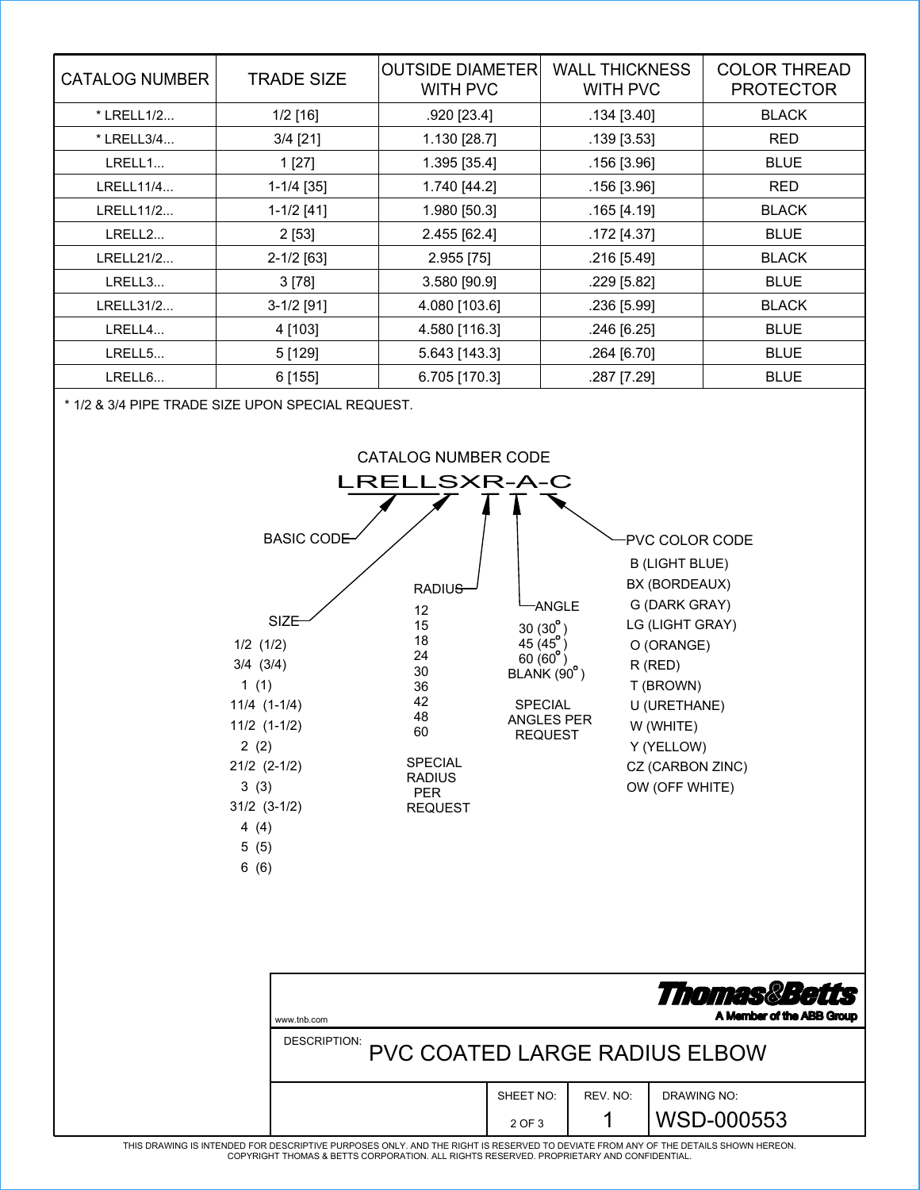| CATALOG NUMBER | TRADE SIZE | OUTSIDE DIAMETER WITH PVC | WALL THICKNESS WITH PVC | COLOR THREAD PROTECTOR |
|---|---|---|---|---|
| * LRELL1/2... | 1/2 [16] | .920 [23.4] | .134 [3.40] | BLACK |
| * LRELL3/4... | 3/4 [21] | 1.130 [28.7] | .139 [3.53] | RED |
| LRELL1... | 1 [27] | 1.395 [35.4] | .156 [3.96] | BLUE |
| LRELL11/4... | 1-1/4 [35] | 1.740 [44.2] | .156 [3.96] | RED |
| LRELL11/2... | 1-1/2 [41] | 1.980 [50.3] | .165 [4.19] | BLACK |
| LRELL2... | 2 [53] | 2.455 [62.4] | .172 [4.37] | BLUE |
| LRELL21/2... | 2-1/2 [63] | 2.955 [75] | .216 [5.49] | BLACK |
| LRELL3... | 3 [78] | 3.580 [90.9] | .229 [5.82] | BLUE |
| LRELL31/2... | 3-1/2 [91] | 4.080 [103.6] | .236 [5.99] | BLACK |
| LRELL4... | 4 [103] | 4.580 [116.3] | .246 [6.25] | BLUE |
| LRELL5... | 5 [129] | 5.643 [143.3] | .264 [6.70] | BLUE |
| LRELL6... | 6 [155] | 6.705 [170.3] | .287 [7.29] | BLUE |

* 1/2 & 3/4 PIPE TRADE SIZE UPON SPECIAL REQUEST.

## CATALOG NUMBER CODE

**LRELLSXR-A-C**

- **BASIC CODE**: LRELL
- **SIZE** (S):
  - 1/2 (1/2)
  - 3/4 (3/4)
  - 1 (1)
  - 11/4 (1-1/4)
  - 11/2 (1-1/2)
  - 2 (2)
  - 21/2 (2-1/2)
  - 3 (3)
  - 31/2 (3-1/2)
  - 4 (4)
  - 5 (5)
  - 6 (6)
- **RADIUS** (R):
  - 12
  - 15
  - 18
  - 24
  - 30
  - 36
  - 42
  - 48
  - 60
  - SPECIAL RADIUS PER REQUEST
- **ANGLE** (A):
  - 30 (30°)
  - 45 (45°)
  - 60 (60°)
  - BLANK (90°)
  - SPECIAL ANGLES PER REQUEST
- **PVC COLOR CODE** (C):
  - B (LIGHT BLUE)
  - BX (BORDEAUX)
  - G (DARK GRAY)
  - LG (LIGHT GRAY)
  - O (ORANGE)
  - R (RED)
  - T (BROWN)
  - U (URETHANE)
  - W (WHITE)
  - Y (YELLOW)
  - CZ (CARBON ZINC)
  - OW (OFF WHITE)

Thomas&Betts
A Member of the ABB Group
www.tnb.com

DESCRIPTION: PVC COATED LARGE RADIUS ELBOW

| SHEET NO: | REV. NO: | DRAWING NO: |
|---|---|---|
| 2 OF 3 | 1 | WSD-000553 |

THIS DRAWING IS INTENDED FOR DESCRIPTIVE PURPOSES ONLY. AND THE RIGHT IS RESERVED TO DEVIATE FROM ANY OF THE DETAILS SHOWN HEREON. COPYRIGHT THOMAS & BETTS CORPORATION. ALL RIGHTS RESERVED. PROPRIETARY AND CONFIDENTIAL.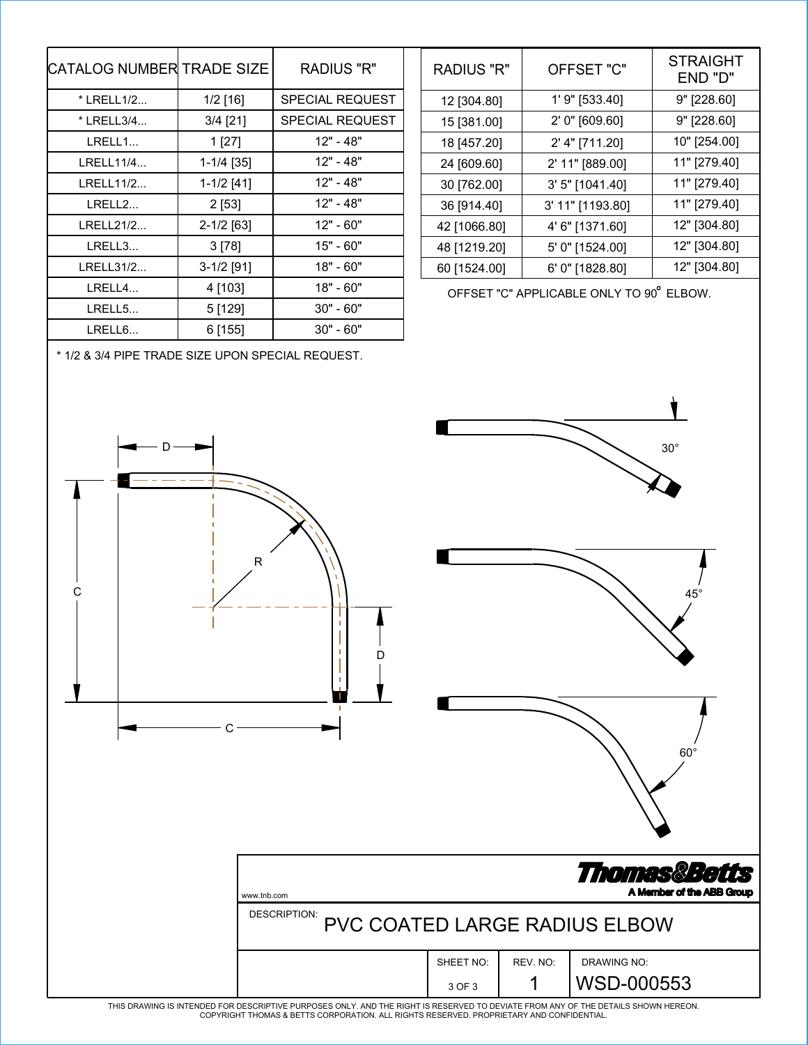| CATALOG NUMBER | TRADE SIZE | RADIUS "R" |
|---|---|---|
| * LRELL1/2... | 1/2 [16] | SPECIAL REQUEST |
| * LRELL3/4... | 3/4 [21] | SPECIAL REQUEST |
| LRELL1... | 1 [27] | 12" - 48" |
| LRELL11/4... | 1-1/4 [35] | 12" - 48" |
| LRELL11/2... | 1-1/2 [41] | 12" - 48" |
| LRELL2... | 2 [53] | 12" - 48" |
| LRELL21/2... | 2-1/2 [63] | 12" - 60" |
| LRELL3... | 3 [78] | 15" - 60" |
| LRELL31/2... | 3-1/2 [91] | 18" - 60" |
| LRELL4... | 4 [103] | 18" - 60" |
| LRELL5... | 5 [129] | 30" - 60" |
| LRELL6... | 6 [155] | 30" - 60" |

* 1/2 & 3/4 PIPE TRADE SIZE UPON SPECIAL REQUEST.

| RADIUS "R" | OFFSET "C" | STRAIGHT END "D" |
|---|---|---|
| 12 [304.80] | 1' 9" [533.40] | 9" [228.60] |
| 15 [381.00] | 2' 0" [609.60] | 9" [228.60] |
| 18 [457.20] | 2' 4" [711.20] | 10" [254.00] |
| 24 [609.60] | 2' 11" [889.00] | 11" [279.40] |
| 30 [762.00] | 3' 5" [1041.40] | 11" [279.40] |
| 36 [914.40] | 3' 11" [1193.80] | 11" [279.40] |
| 42 [1066.80] | 4' 6" [1371.60] | 12" [304.80] |
| 48 [1219.20] | 5' 0" [1524.00] | 12" [304.80] |
| 60 [1524.00] | 6' 0" [1828.80] | 12" [304.80] |

OFFSET "C" APPLICABLE ONLY TO 90° ELBOW.

D
C
R
D
C

30°
45°
60°

Thomas&Betts
A Member of the ABB Group

www.tnb.com

DESCRIPTION: PVC COATED LARGE RADIUS ELBOW

| SHEET NO: | REV. NO: | DRAWING NO: |
|---|---|---|
| 3 OF 3 | 1 | WSD-000553 |

THIS DRAWING IS INTENDED FOR DESCRIPTIVE PURPOSES ONLY. AND THE RIGHT IS RESERVED TO DEVIATE FROM ANY OF THE DETAILS SHOWN HEREON. COPYRIGHT THOMAS & BETTS CORPORATION. ALL RIGHTS RESERVED. PROPRIETARY AND CONFIDENTIAL.